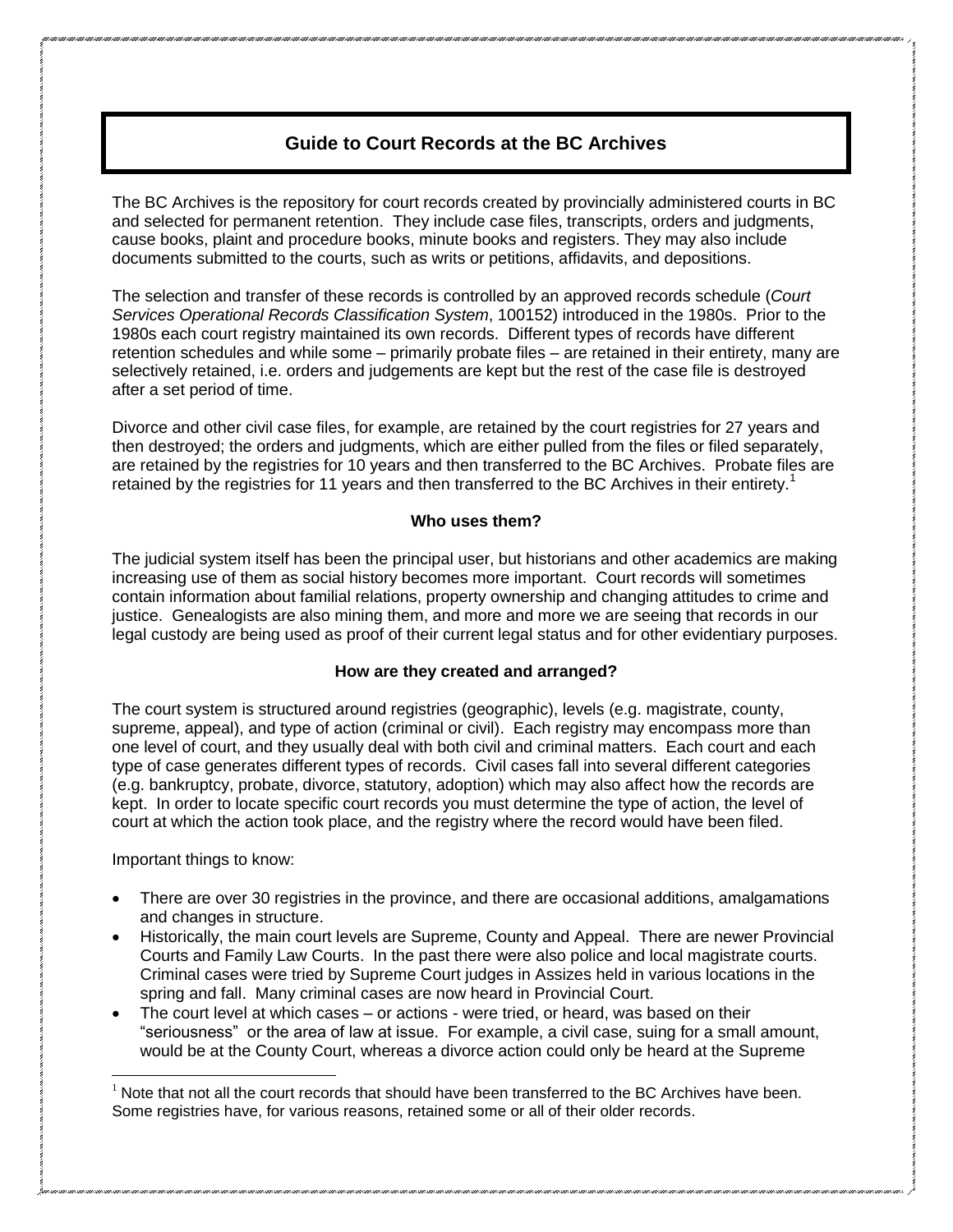# Guide to Court Records at the BC Archives

The BC Archives is the repository for court records created by provincially administered courts in BC and selected for permanent retention. They include case files, transcripts, orders and judgments, cause books, plaint and procedure books, minute books and registers. They may also include documents submitted to the courts, such as writs or petitions, affidavits, and depositions.

The selection and transfer of these records is controlled by an approved records schedule (*Court Services Operational Records Classification System*, 100152) introduced in the 1980s. Prior to the 1980s each court registry maintained its own records. Different types of records have different retention schedules and while some – primarily probate files – are retained in their entirety, many are selectively retained, i.e. orders and judgements are kept but the rest of the case file is destroyed after a set period of time.

Divorce and other civil case files, for example, are retained by the court registries for 27 years and then destroyed; the orders and judgments, which are either pulled from the files or filed separately, are retained by the registries for 10 years and then transferred to the BC Archives. Probate files are retained by the registries for 11 years and then transferred to the BC Archives in their entirety.[1]

### Who uses them?

The judicial system itself has been the principal user, but historians and other academics are making increasing use of them as social history becomes more important. Court records will sometimes contain information about familial relations, property ownership and changing attitudes to crime and justice. Genealogists are also mining them, and more and more we are seeing that records in our legal custody are being used as proof of their current legal status and for other evidentiary purposes.

### How are they created and arranged?

The court system is structured around registries (geographic), levels (e.g. magistrate, county, supreme, appeal), and type of action (criminal or civil). Each registry may encompass more than one level of court, and they usually deal with both civil and criminal matters. Each court and each type of case generates different types of records. Civil cases fall into several different categories (e.g. bankruptcy, probate, divorce, statutory, adoption) which may also affect how the records are kept. In order to locate specific court records you must determine the type of action, the level of court at which the action took place, and the registry where the record would have been filed.

Important things to know:

- There are over 30 registries in the province, and there are occasional additions, amalgamations and changes in structure.
- Historically, the main court levels are Supreme, County and Appeal. There are newer Provincial Courts and Family Law Courts. In the past there were also police and local magistrate courts. Criminal cases were tried by Supreme Court judges in Assizes held in various locations in the spring and fall. Many criminal cases are now heard in Provincial Court.
- The court level at which cases – or actions - were tried, or heard, was based on their "seriousness" or the area of law at issue. For example, a civil case, suing for a small amount, would be at the County Court, whereas a divorce action could only be heard at the Supreme

[1] Note that not all the court records that should have been transferred to the BC Archives have been. Some registries have, for various reasons, retained some or all of their older records.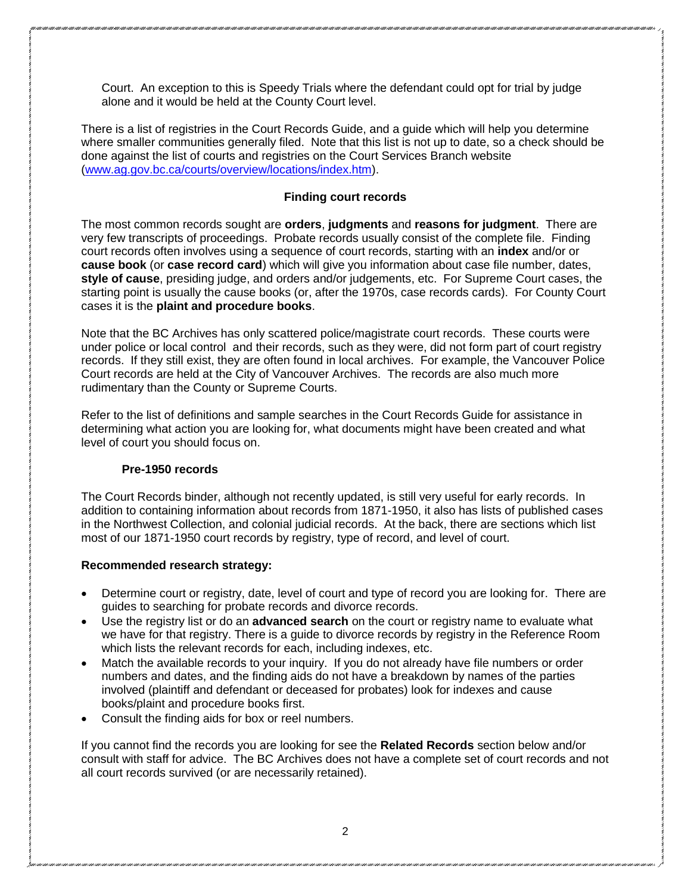Court. An exception to this is Speedy Trials where the defendant could opt for trial by judge alone and it would be held at the County Court level.

There is a list of registries in the Court Records Guide, and a guide which will help you determine where smaller communities generally filed. Note that this list is not up to date, so a check should be done against the list of courts and registries on the Court Services Branch website ([www.ag.gov.bc.ca/courts/overview/locations/index.htm](www.ag.gov.bc.ca/courts/overview/locations/index.htm)).

### Finding court records

The most common records sought are **orders**, **judgments** and **reasons for judgment**. There are very few transcripts of proceedings. Probate records usually consist of the complete file. Finding court records often involves using a sequence of court records, starting with an **index** and/or or **cause book** (or **case record card**) which will give you information about case file number, dates, **style of cause**, presiding judge, and orders and/or judgements, etc. For Supreme Court cases, the starting point is usually the cause books (or, after the 1970s, case records cards). For County Court cases it is the **plaint and procedure books**.

Note that the BC Archives has only scattered police/magistrate court records. These courts were under police or local control and their records, such as they were, did not form part of court registry records. If they still exist, they are often found in local archives. For example, the Vancouver Police Court records are held at the City of Vancouver Archives. The records are also much more rudimentary than the County or Supreme Courts.

Refer to the list of definitions and sample searches in the Court Records Guide for assistance in determining what action you are looking for, what documents might have been created and what level of court you should focus on.

#### Pre-1950 records

The Court Records binder, although not recently updated, is still very useful for early records. In addition to containing information about records from 1871-1950, it also has lists of published cases in the Northwest Collection, and colonial judicial records. At the back, there are sections which list most of our 1871-1950 court records by registry, type of record, and level of court.

**Recommended research strategy:**

- Determine court or registry, date, level of court and type of record you are looking for. There are guides to searching for probate records and divorce records.
- Use the registry list or do an **advanced search** on the court or registry name to evaluate what we have for that registry. There is a guide to divorce records by registry in the Reference Room which lists the relevant records for each, including indexes, etc.
- Match the available records to your inquiry. If you do not already have file numbers or order numbers and dates, and the finding aids do not have a breakdown by names of the parties involved (plaintiff and defendant or deceased for probates) look for indexes and cause books/plaint and procedure books first.
- Consult the finding aids for box or reel numbers.

If you cannot find the records you are looking for see the **Related Records** section below and/or consult with staff for advice. The BC Archives does not have a complete set of court records and not all court records survived (or are necessarily retained).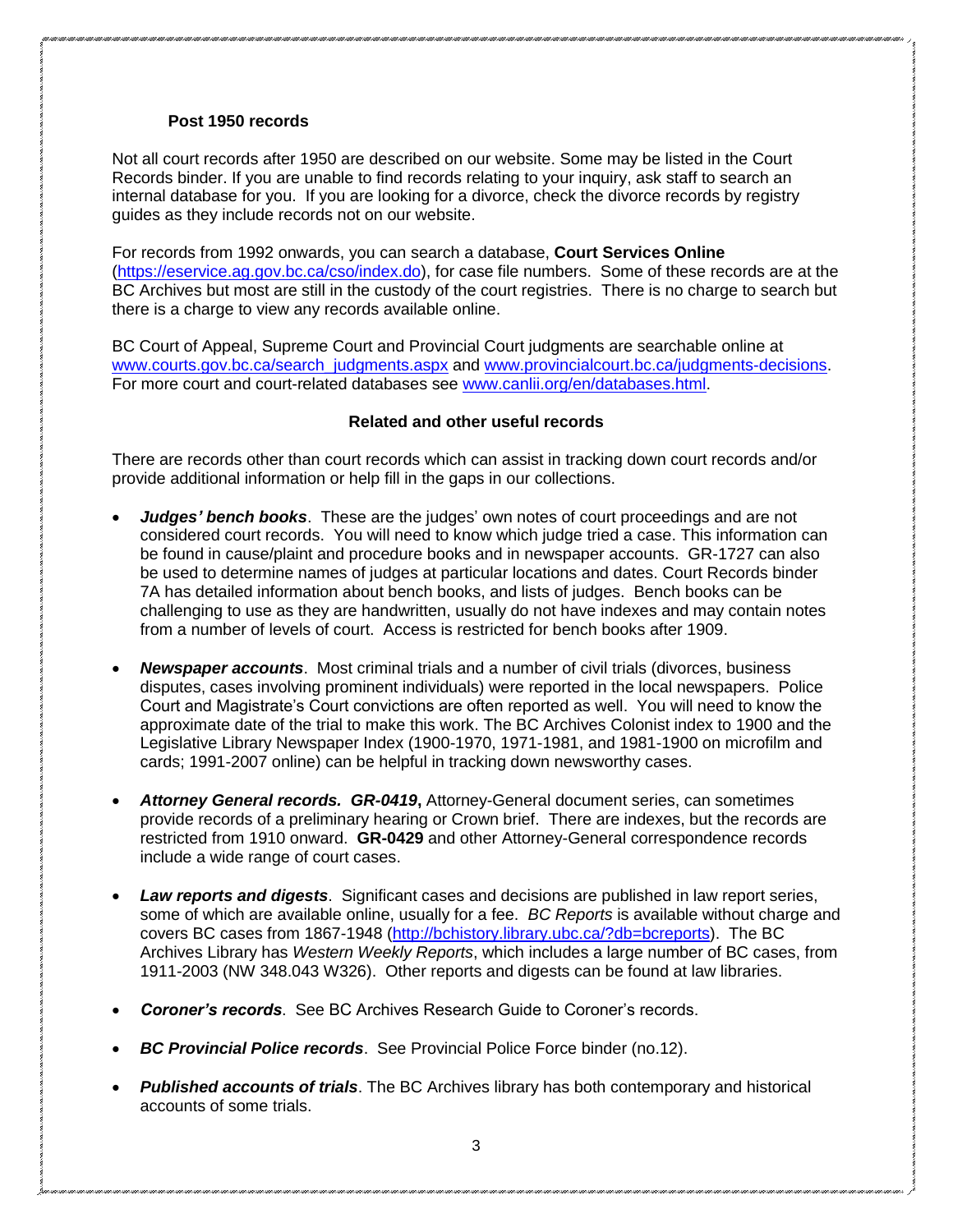### Post 1950 records

Not all court records after 1950 are described on our website. Some may be listed in the Court Records binder. If you are unable to find records relating to your inquiry, ask staff to search an internal database for you. If you are looking for a divorce, check the divorce records by registry guides as they include records not on our website.

For records from 1992 onwards, you can search a database, **Court Services Online** (https://eservice.ag.gov.bc.ca/cso/index.do), for case file numbers. Some of these records are at the BC Archives but most are still in the custody of the court registries. There is no charge to search but there is a charge to view any records available online.

BC Court of Appeal, Supreme Court and Provincial Court judgments are searchable online at www.courts.gov.bc.ca/search_judgments.aspx and www.provincialcourt.bc.ca/judgments-decisions. For more court and court-related databases see www.canlii.org/en/databases.html.

### Related and other useful records

There are records other than court records which can assist in tracking down court records and/or provide additional information or help fill in the gaps in our collections.

- ***Judges' bench books***. These are the judges' own notes of court proceedings and are not considered court records. You will need to know which judge tried a case. This information can be found in cause/plaint and procedure books and in newspaper accounts. GR-1727 can also be used to determine names of judges at particular locations and dates. Court Records binder 7A has detailed information about bench books, and lists of judges. Bench books can be challenging to use as they are handwritten, usually do not have indexes and may contain notes from a number of levels of court. Access is restricted for bench books after 1909.

- ***Newspaper accounts***. Most criminal trials and a number of civil trials (divorces, business disputes, cases involving prominent individuals) were reported in the local newspapers. Police Court and Magistrate's Court convictions are often reported as well. You will need to know the approximate date of the trial to make this work. The BC Archives Colonist index to 1900 and the Legislative Library Newspaper Index (1900-1970, 1971-1981, and 1981-1900 on microfilm and cards; 1991-2007 online) can be helpful in tracking down newsworthy cases.

- ***Attorney General records. GR-0419*****,** Attorney-General document series, can sometimes provide records of a preliminary hearing or Crown brief. There are indexes, but the records are restricted from 1910 onward. **GR-0429** and other Attorney-General correspondence records include a wide range of court cases.

- ***Law reports and digests***. Significant cases and decisions are published in law report series, some of which are available online, usually for a fee. *BC Reports* is available without charge and covers BC cases from 1867-1948 (http://bchistory.library.ubc.ca/?db=bcreports). The BC Archives Library has *Western Weekly Reports*, which includes a large number of BC cases, from 1911-2003 (NW 348.043 W326). Other reports and digests can be found at law libraries.

- ***Coroner's records***. See BC Archives Research Guide to Coroner's records.

- ***BC Provincial Police records***. See Provincial Police Force binder (no.12).

- ***Published accounts of trials***. The BC Archives library has both contemporary and historical accounts of some trials.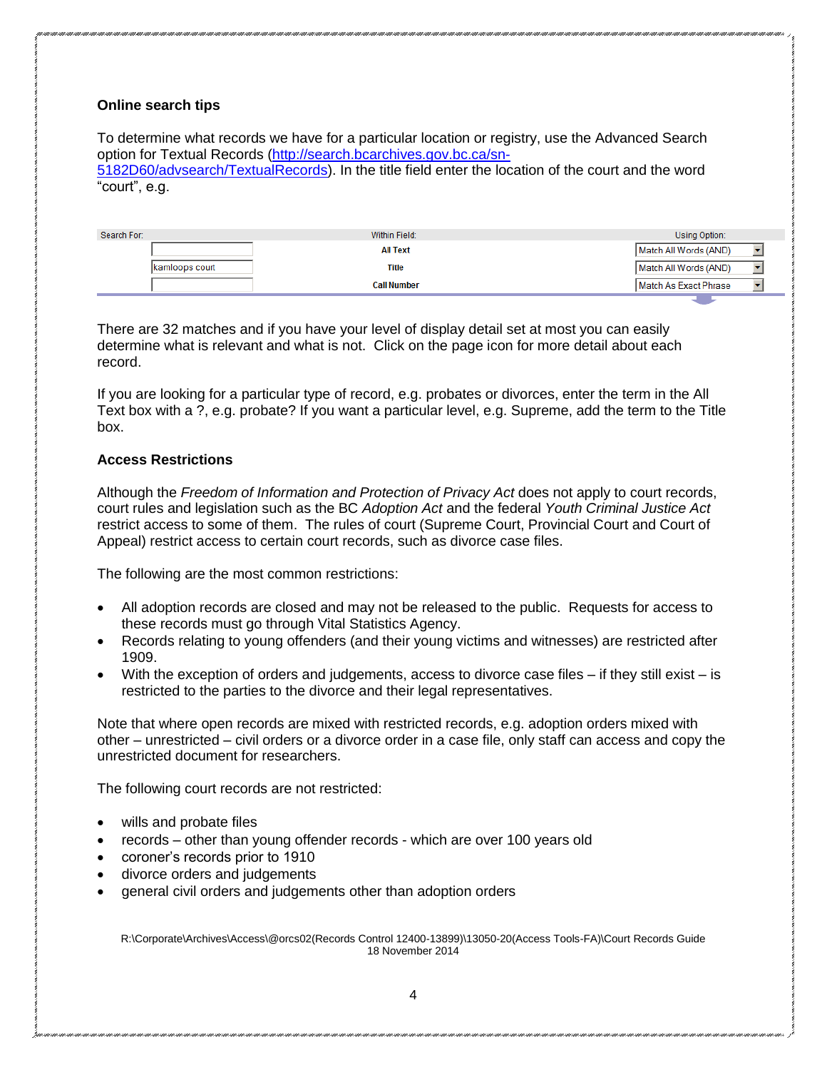### Online search tips

To determine what records we have for a particular location or registry, use the Advanced Search option for Textual Records (http://search.bcarchives.gov.bc.ca/sn-5182D60/advsearch/TextualRecords). In the title field enter the location of the court and the word "court", e.g.

| Search For: | Within Field: | Using Option: |
|---|---|---|
| | All Text | Match All Words (AND) |
| kamloops court | Title | Match All Words (AND) |
| | Call Number | Match As Exact Phrase |

There are 32 matches and if you have your level of display detail set at most you can easily determine what is relevant and what is not. Click on the page icon for more detail about each record.

If you are looking for a particular type of record, e.g. probates or divorces, enter the term in the All Text box with a ?, e.g. probate? If you want a particular level, e.g. Supreme, add the term to the Title box.

### Access Restrictions

Although the *Freedom of Information and Protection of Privacy Act* does not apply to court records, court rules and legislation such as the BC *Adoption Act* and the federal *Youth Criminal Justice Act* restrict access to some of them. The rules of court (Supreme Court, Provincial Court and Court of Appeal) restrict access to certain court records, such as divorce case files.

The following are the most common restrictions:

- All adoption records are closed and may not be released to the public. Requests for access to these records must go through Vital Statistics Agency.
- Records relating to young offenders (and their young victims and witnesses) are restricted after 1909.
- With the exception of orders and judgements, access to divorce case files – if they still exist – is restricted to the parties to the divorce and their legal representatives.

Note that where open records are mixed with restricted records, e.g. adoption orders mixed with other – unrestricted – civil orders or a divorce order in a case file, only staff can access and copy the unrestricted document for researchers.

The following court records are not restricted:

- wills and probate files
- records – other than young offender records - which are over 100 years old
- coroner's records prior to 1910
- divorce orders and judgements
- general civil orders and judgements other than adoption orders

R:\Corporate\Archives\Access\@orcs02(Records Control 12400-13899)\13050-20(Access Tools-FA)\Court Records Guide
18 November 2014